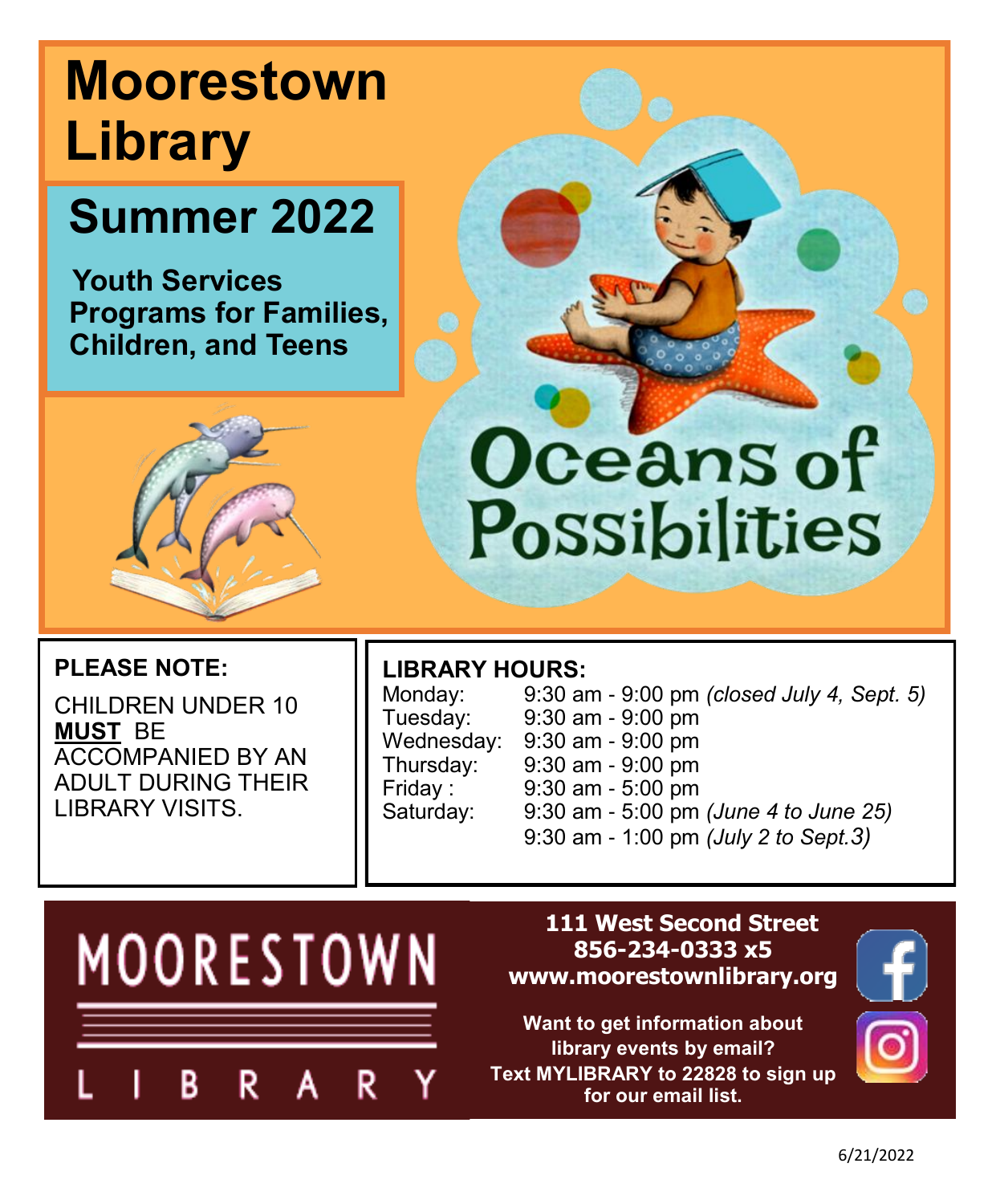# Moorestown Library

## Summer 2022

**Youth Services Programs for Families, Children, and Teens**

Oceans of Possibilities

**PLEASE NOTE:**

CHILDREN UNDER 10 **MUST** BE ACCOMPANIED BY AN ADULT DURING THEIR LIBRARY VISITS.

**LIBRARY HOURS:**

| | |
|---|---|
| Monday: | 9:30 am - 9:00 pm *(closed July 4, Sept. 5)* |
| Tuesday: | 9:30 am - 9:00 pm |
| Wednesday: | 9:30 am - 9:00 pm |
| Thursday: | 9:30 am - 9:00 pm |
| Friday : | 9:30 am - 5:00 pm |
| Saturday: | 9:30 am - 5:00 pm *(June 4 to June 25)* |
| | 9:30 am - 1:00 pm *(July 2 to Sept.3)* |

MOORESTOWN LIBRARY

**111 West Second Street**
**856-234-0333 x5**
**www.moorestownlibrary.org**

**Want to get information about library events by email? Text MYLIBRARY to 22828 to sign up for our email list.**

6/21/2022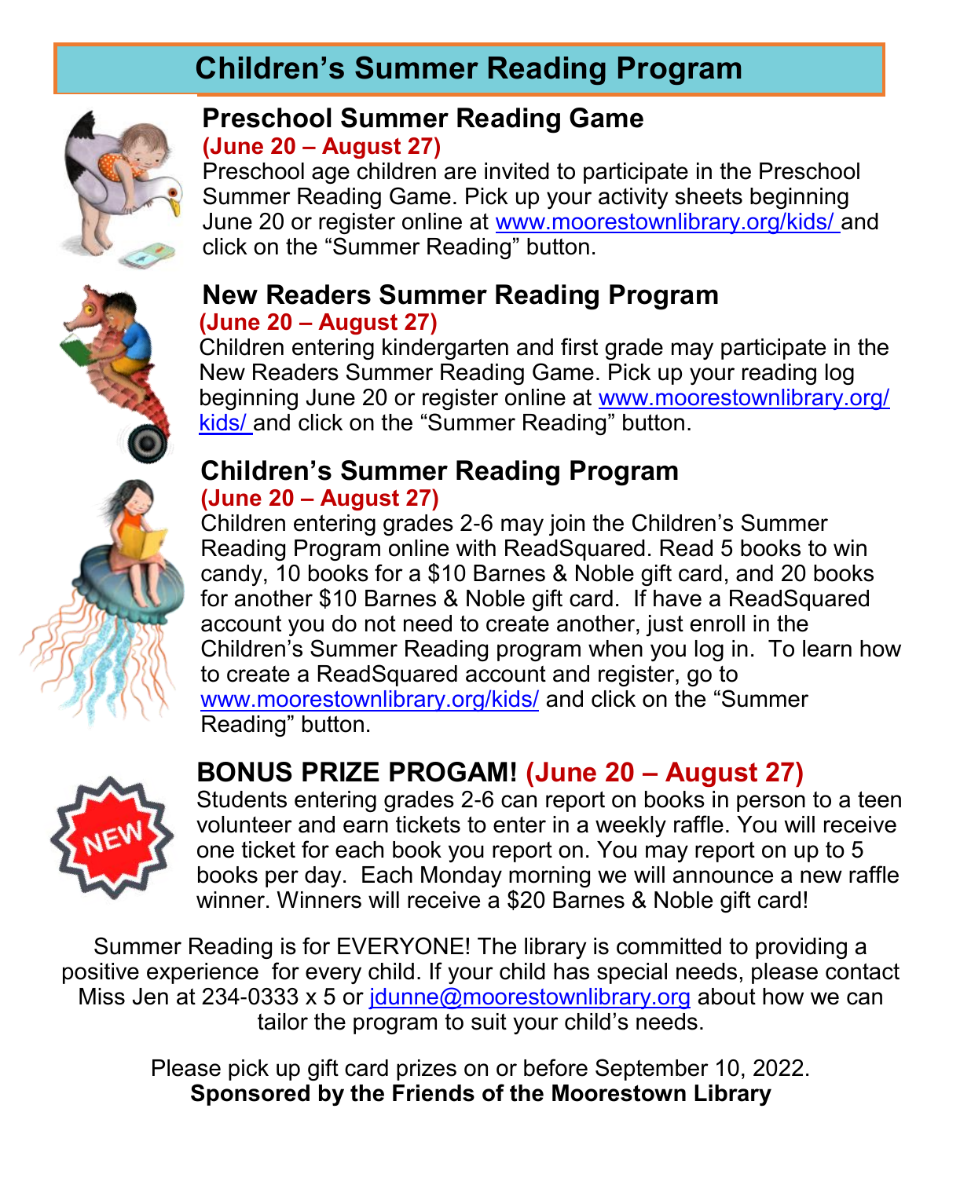# Children's Summer Reading Program

## Preschool Summer Reading Game

**(June 20 – August 27)**

Preschool age children are invited to participate in the Preschool Summer Reading Game. Pick up your activity sheets beginning June 20 or register online at www.moorestownlibrary.org/kids/ and click on the "Summer Reading" button.

## New Readers Summer Reading Program

**(June 20 – August 27)**

Children entering kindergarten and first grade may participate in the New Readers Summer Reading Game. Pick up your reading log beginning June 20 or register online at www.moorestownlibrary.org/kids/ and click on the "Summer Reading" button.

## Children's Summer Reading Program

**(June 20 – August 27)**

Children entering grades 2-6 may join the Children's Summer Reading Program online with ReadSquared. Read 5 books to win candy, 10 books for a $10 Barnes & Noble gift card, and 20 books for another $10 Barnes & Noble gift card. If have a ReadSquared account you do not need to create another, just enroll in the Children's Summer Reading program when you log in. To learn how to create a ReadSquared account and register, go to www.moorestownlibrary.org/kids/ and click on the "Summer Reading" button.

## BONUS PRIZE PROGAM! (June 20 – August 27)

Students entering grades 2-6 can report on books in person to a teen volunteer and earn tickets to enter in a weekly raffle. You will receive one ticket for each book you report on. You may report on up to 5 books per day. Each Monday morning we will announce a new raffle winner. Winners will receive a $20 Barnes & Noble gift card!

Summer Reading is for EVERYONE! The library is committed to providing a positive experience for every child. If your child has special needs, please contact Miss Jen at 234-0333 x 5 or jdunne@moorestownlibrary.org about how we can tailor the program to suit your child's needs.

Please pick up gift card prizes on or before September 10, 2022.

**Sponsored by the Friends of the Moorestown Library**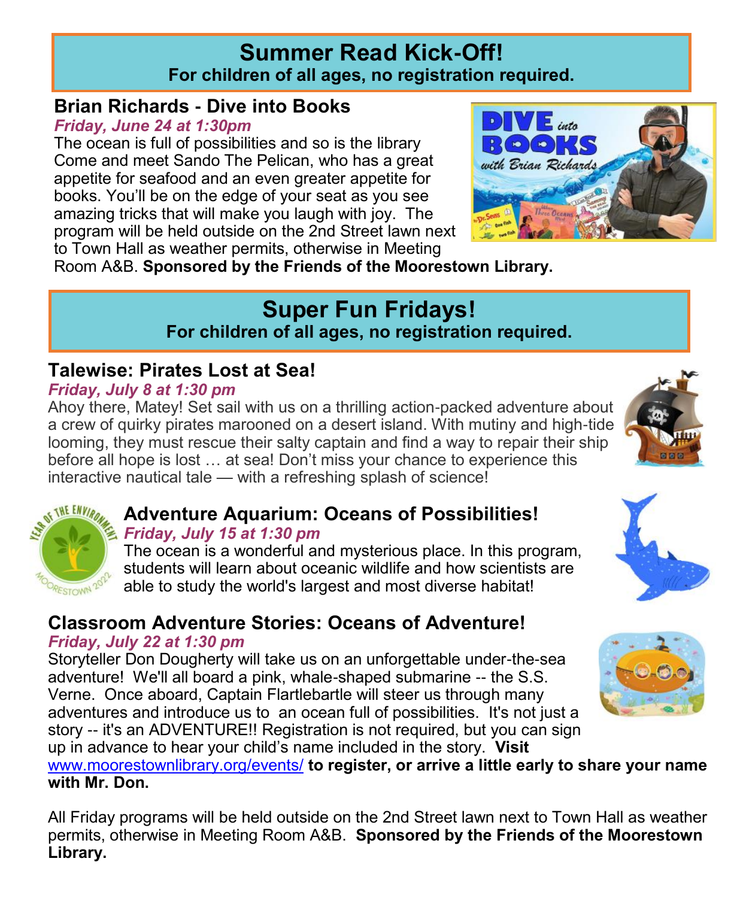## Summer Read Kick-Off!

**For children of all ages, no registration required.**

### Brian Richards - Dive into Books

***Friday, June 24 at 1:30pm***

The ocean is full of possibilities and so is the library Come and meet Sando The Pelican, who has a great appetite for seafood and an even greater appetite for books. You'll be on the edge of your seat as you see amazing tricks that will make you laugh with joy. The program will be held outside on the 2nd Street lawn next to Town Hall as weather permits, otherwise in Meeting Room A&B. **Sponsored by the Friends of the Moorestown Library.**

## Super Fun Fridays!

**For children of all ages, no registration required.**

### Talewise: Pirates Lost at Sea!

***Friday, July 8 at 1:30 pm***

Ahoy there, Matey! Set sail with us on a thrilling action-packed adventure about a crew of quirky pirates marooned on a desert island. With mutiny and high-tide looming, they must rescue their salty captain and find a way to repair their ship before all hope is lost … at sea! Don't miss your chance to experience this interactive nautical tale — with a refreshing splash of science!

### Adventure Aquarium: Oceans of Possibilities!

***Friday, July 15 at 1:30 pm***

The ocean is a wonderful and mysterious place. In this program, students will learn about oceanic wildlife and how scientists are able to study the world's largest and most diverse habitat!

### Classroom Adventure Stories: Oceans of Adventure!

***Friday, July 22 at 1:30 pm***

Storyteller Don Dougherty will take us on an unforgettable under-the-sea adventure! We'll all board a pink, whale-shaped submarine -- the S.S. Verne. Once aboard, Captain Flartlebartle will steer us through many adventures and introduce us to an ocean full of possibilities. It's not just a story -- it's an ADVENTURE!! Registration is not required, but you can sign up in advance to hear your child's name included in the story. **Visit** www.moorestownlibrary.org/events/ **to register, or arrive a little early to share your name with Mr. Don.**

All Friday programs will be held outside on the 2nd Street lawn next to Town Hall as weather permits, otherwise in Meeting Room A&B. **Sponsored by the Friends of the Moorestown Library.**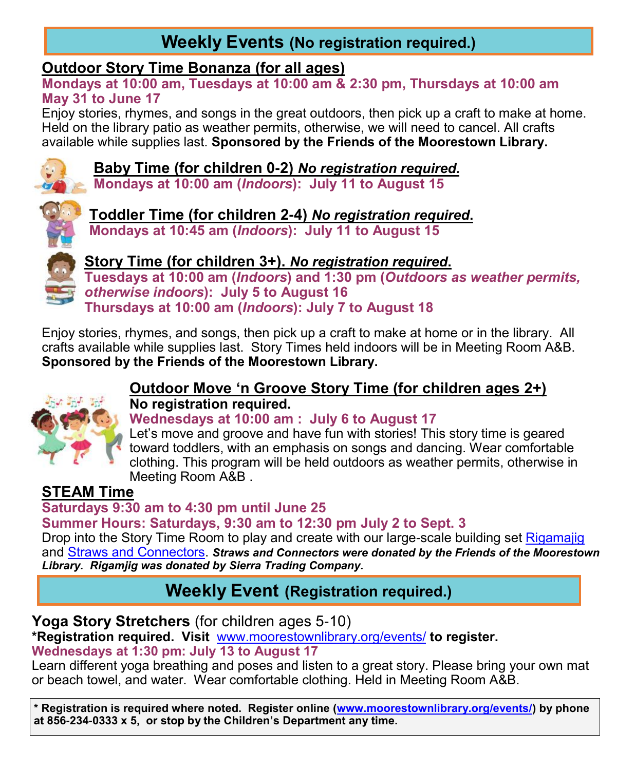## Weekly Events (No registration required.)

### Outdoor Story Time Bonanza (for all ages)

**Mondays at 10:00 am, Tuesdays at 10:00 am & 2:30 pm, Thursdays at 10:00 am**
**May 31 to June 17**

Enjoy stories, rhymes, and songs in the great outdoors, then pick up a craft to make at home. Held on the library patio as weather permits, otherwise, we will need to cancel. All crafts available while supplies last. **Sponsored by the Friends of the Moorestown Library.**

### Baby Time (for children 0-2) *No registration required.*

**Mondays at 10:00 am (*Indoors*): July 11 to August 15**

### Toddler Time (for children 2-4) *No registration required*.

**Mondays at 10:45 am (*Indoors*): July 11 to August 15**

### Story Time (for children 3+). *No registration required*.

**Tuesdays at 10:00 am (*Indoors*) and 1:30 pm (*Outdoors as weather permits, otherwise indoors*): July 5 to August 16**
**Thursdays at 10:00 am (*Indoors*): July 7 to August 18**

Enjoy stories, rhymes, and songs, then pick up a craft to make at home or in the library. All crafts available while supplies last. Story Times held indoors will be in Meeting Room A&B. **Sponsored by the Friends of the Moorestown Library.**

### Outdoor Move 'n Groove Story Time (for children ages 2+)

**No registration required.**

**Wednesdays at 10:00 am : July 6 to August 17**

Let's move and groove and have fun with stories! This story time is geared toward toddlers, with an emphasis on songs and dancing. Wear comfortable clothing. This program will be held outdoors as weather permits, otherwise in Meeting Room A&B .

### STEAM Time

**Saturdays 9:30 am to 4:30 pm until June 25**
**Summer Hours: Saturdays, 9:30 am to 12:30 pm July 2 to Sept. 3**

Drop into the Story Time Room to play and create with our large-scale building set Rigamajig and Straws and Connectors. ***Straws and Connectors were donated by the Friends of the Moorestown Library. Rigamjig was donated by Sierra Trading Company.***

## Weekly Event (Registration required.)

**Yoga Story Stretchers** (for children ages 5-10)

**\*Registration required. Visit www.moorestownlibrary.org/events/ to register.**

**Wednesdays at 1:30 pm: July 13 to August 17**

Learn different yoga breathing and poses and listen to a great story. Please bring your own mat or beach towel, and water. Wear comfortable clothing. Held in Meeting Room A&B.

**\* Registration is required where noted. Register online (www.moorestownlibrary.org/events/) by phone at 856-234-0333 x 5, or stop by the Children's Department any time.**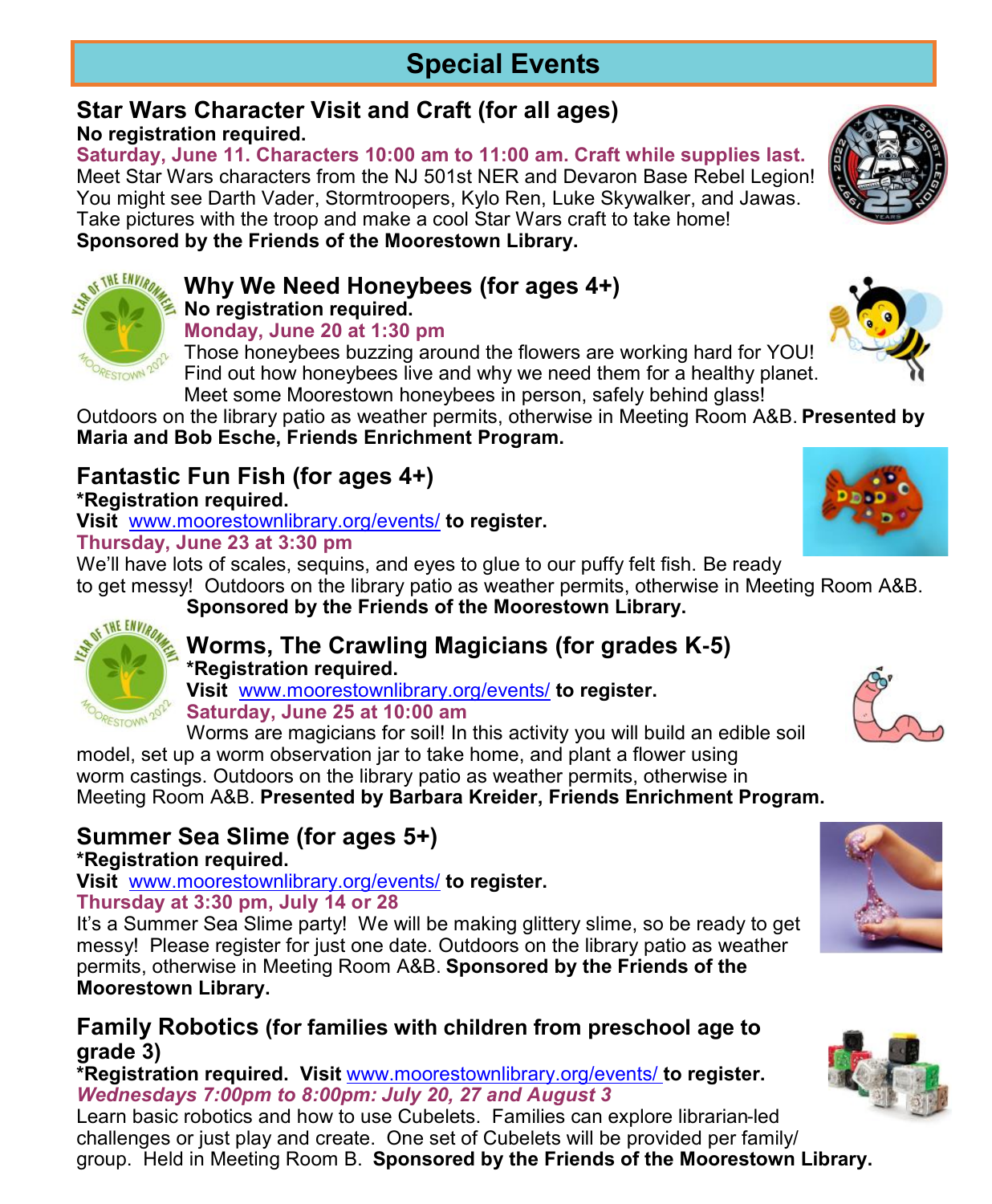# Special Events

## Star Wars Character Visit and Craft (for all ages)

**No registration required.**

**Saturday, June 11. Characters 10:00 am to 11:00 am. Craft while supplies last.**

Meet Star Wars characters from the NJ 501st NER and Devaron Base Rebel Legion! You might see Darth Vader, Stormtroopers, Kylo Ren, Luke Skywalker, and Jawas. Take pictures with the troop and make a cool Star Wars craft to take home!

**Sponsored by the Friends of the Moorestown Library.**

## Why We Need Honeybees (for ages 4+)

**No registration required.**

**Monday, June 20 at 1:30 pm**

Those honeybees buzzing around the flowers are working hard for YOU! Find out how honeybees live and why we need them for a healthy planet. Meet some Moorestown honeybees in person, safely behind glass!

Outdoors on the library patio as weather permits, otherwise in Meeting Room A&B. **Presented by Maria and Bob Esche, Friends Enrichment Program.**

## Fantastic Fun Fish (for ages 4+)

**\*Registration required.**

**Visit** www.moorestownlibrary.org/events/ **to register.**

**Thursday, June 23 at 3:30 pm**

We'll have lots of scales, sequins, and eyes to glue to our puffy felt fish. Be ready to get messy! Outdoors on the library patio as weather permits, otherwise in Meeting Room A&B.

**Sponsored by the Friends of the Moorestown Library.**

## Worms, The Crawling Magicians (for grades K-5)

**\*Registration required.**

**Visit** www.moorestownlibrary.org/events/ **to register.**

**Saturday, June 25 at 10:00 am**

Worms are magicians for soil! In this activity you will build an edible soil model, set up a worm observation jar to take home, and plant a flower using worm castings. Outdoors on the library patio as weather permits, otherwise in Meeting Room A&B. **Presented by Barbara Kreider, Friends Enrichment Program.**

## Summer Sea Slime (for ages 5+)

**\*Registration required.**

**Visit** www.moorestownlibrary.org/events/ **to register.**

**Thursday at 3:30 pm, July 14 or 28**

It's a Summer Sea Slime party! We will be making glittery slime, so be ready to get messy! Please register for just one date. Outdoors on the library patio as weather permits, otherwise in Meeting Room A&B. **Sponsored by the Friends of the Moorestown Library.**

## Family Robotics (for families with children from preschool age to grade 3)

**\*Registration required. Visit** www.moorestownlibrary.org/events/ **to register.**

***Wednesdays 7:00pm to 8:00pm: July 20, 27 and August 3***

Learn basic robotics and how to use Cubelets. Families can explore librarian-led challenges or just play and create. One set of Cubelets will be provided per family/group. Held in Meeting Room B. **Sponsored by the Friends of the Moorestown Library.**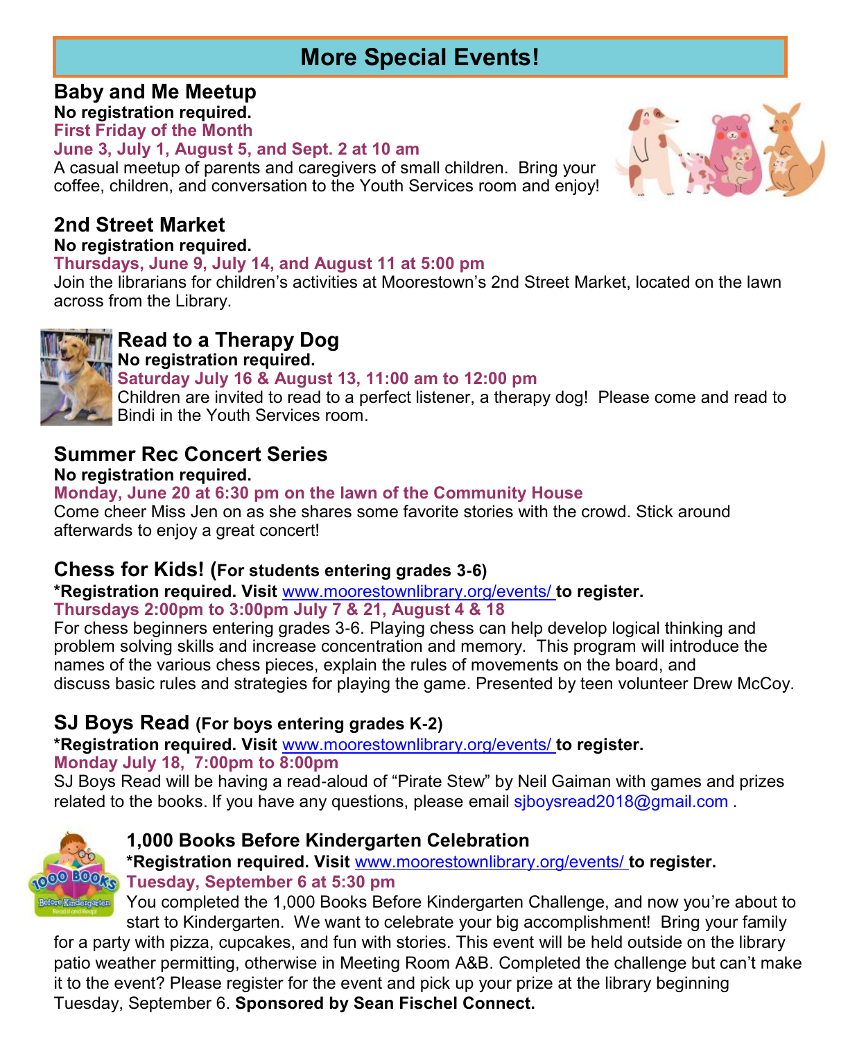# More Special Events!

## Baby and Me Meetup

**No registration required.**

**First Friday of the Month**

**June 3, July 1, August 5, and Sept. 2 at 10 am**

A casual meetup of parents and caregivers of small children. Bring your coffee, children, and conversation to the Youth Services room and enjoy!

## 2nd Street Market

**No registration required.**

**Thursdays, June 9, July 14, and August 11 at 5:00 pm**

Join the librarians for children's activities at Moorestown's 2nd Street Market, located on the lawn across from the Library.

## Read to a Therapy Dog

**No registration required.**

**Saturday July 16 & August 13, 11:00 am to 12:00 pm**

Children are invited to read to a perfect listener, a therapy dog! Please come and read to Bindi in the Youth Services room.

## Summer Rec Concert Series

**No registration required.**

**Monday, June 20 at 6:30 pm on the lawn of the Community House**

Come cheer Miss Jen on as she shares some favorite stories with the crowd. Stick around afterwards to enjoy a great concert!

## Chess for Kids! (For students entering grades 3-6)

**\*Registration required. Visit www.moorestownlibrary.org/events/ to register.**

**Thursdays 2:00pm to 3:00pm July 7 & 21, August 4 & 18**

For chess beginners entering grades 3-6. Playing chess can help develop logical thinking and problem solving skills and increase concentration and memory. This program will introduce the names of the various chess pieces, explain the rules of movements on the board, and discuss basic rules and strategies for playing the game. Presented by teen volunteer Drew McCoy.

## SJ Boys Read (For boys entering grades K-2)

**\*Registration required. Visit www.moorestownlibrary.org/events/ to register.**

**Monday July 18, 7:00pm to 8:00pm**

SJ Boys Read will be having a read-aloud of "Pirate Stew" by Neil Gaiman with games and prizes related to the books. If you have any questions, please email sjboysread2018@gmail.com .

## 1,000 Books Before Kindergarten Celebration

**\*Registration required. Visit www.moorestownlibrary.org/events/ to register.**

**Tuesday, September 6 at 5:30 pm**

You completed the 1,000 Books Before Kindergarten Challenge, and now you're about to start to Kindergarten. We want to celebrate your big accomplishment! Bring your family for a party with pizza, cupcakes, and fun with stories. This event will be held outside on the library patio weather permitting, otherwise in Meeting Room A&B. Completed the challenge but can't make it to the event? Please register for the event and pick up your prize at the library beginning Tuesday, September 6. **Sponsored by Sean Fischel Connect.**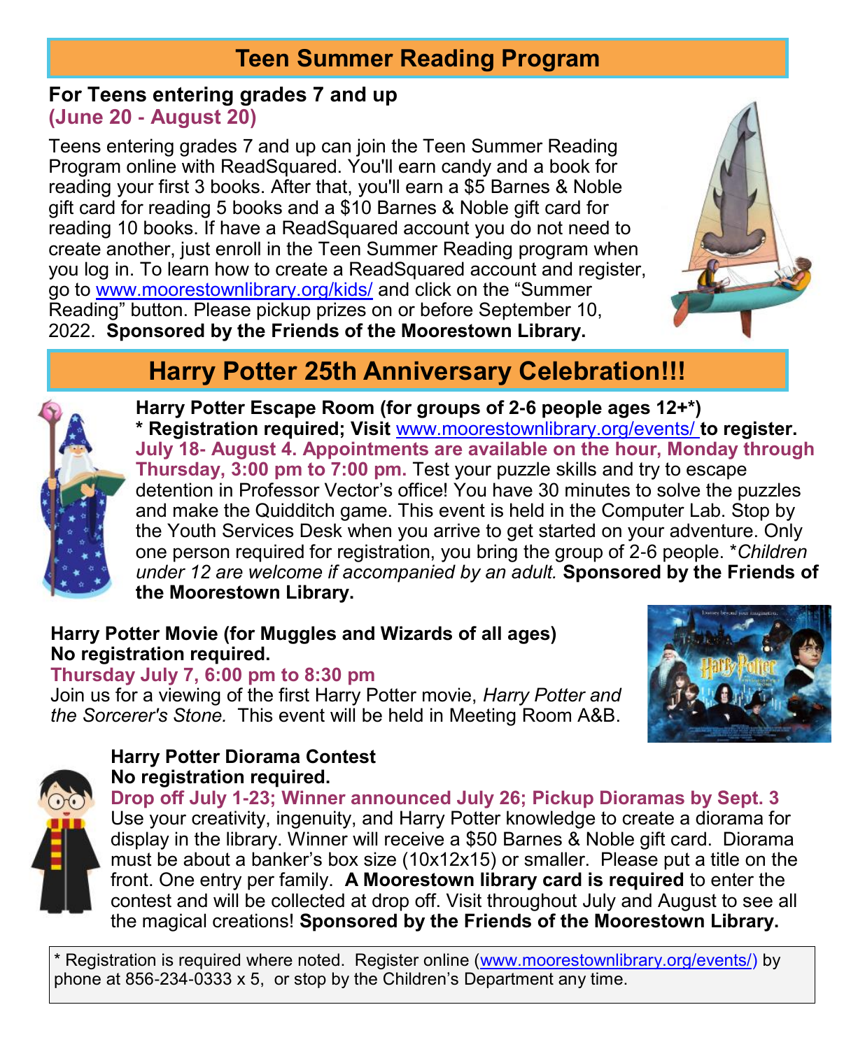## Teen Summer Reading Program

**For Teens entering grades 7 and up**
**(June 20 - August 20)**

Teens entering grades 7 and up can join the Teen Summer Reading Program online with ReadSquared. You'll earn candy and a book for reading your first 3 books. After that, you'll earn a $5 Barnes & Noble gift card for reading 5 books and a $10 Barnes & Noble gift card for reading 10 books. If have a ReadSquared account you do not need to create another, just enroll in the Teen Summer Reading program when you log in. To learn how to create a ReadSquared account and register, go to www.moorestownlibrary.org/kids/ and click on the "Summer Reading" button. Please pickup prizes on or before September 10, 2022. **Sponsored by the Friends of the Moorestown Library.**

## Harry Potter 25th Anniversary Celebration!!!

**Harry Potter Escape Room (for groups of 2-6 people ages 12+*)**
**\* Registration required; Visit www.moorestownlibrary.org/events/ to register.**
**July 18- August 4. Appointments are available on the hour, Monday through Thursday, 3:00 pm to 7:00 pm.** Test your puzzle skills and try to escape detention in Professor Vector's office! You have 30 minutes to solve the puzzles and make the Quidditch game. This event is held in the Computer Lab. Stop by the Youth Services Desk when you arrive to get started on your adventure. Only one person required for registration, you bring the group of 2-6 people. **Children under 12 are welcome if accompanied by an adult.* **Sponsored by the Friends of the Moorestown Library.**

**Harry Potter Movie (for Muggles and Wizards of all ages)**
**No registration required.**
**Thursday July 7, 6:00 pm to 8:30 pm**
Join us for a viewing of the first Harry Potter movie, *Harry Potter and the Sorcerer's Stone.* This event will be held in Meeting Room A&B.

**Harry Potter Diorama Contest**
**No registration required.**
**Drop off July 1-23; Winner announced July 26; Pickup Dioramas by Sept. 3**
Use your creativity, ingenuity, and Harry Potter knowledge to create a diorama for display in the library. Winner will receive a $50 Barnes & Noble gift card. Diorama must be about a banker's box size (10x12x15) or smaller. Please put a title on the front. One entry per family. **A Moorestown library card is required** to enter the contest and will be collected at drop off. Visit throughout July and August to see all the magical creations! **Sponsored by the Friends of the Moorestown Library.**

\* Registration is required where noted. Register online (www.moorestownlibrary.org/events/) by phone at 856-234-0333 x 5, or stop by the Children's Department any time.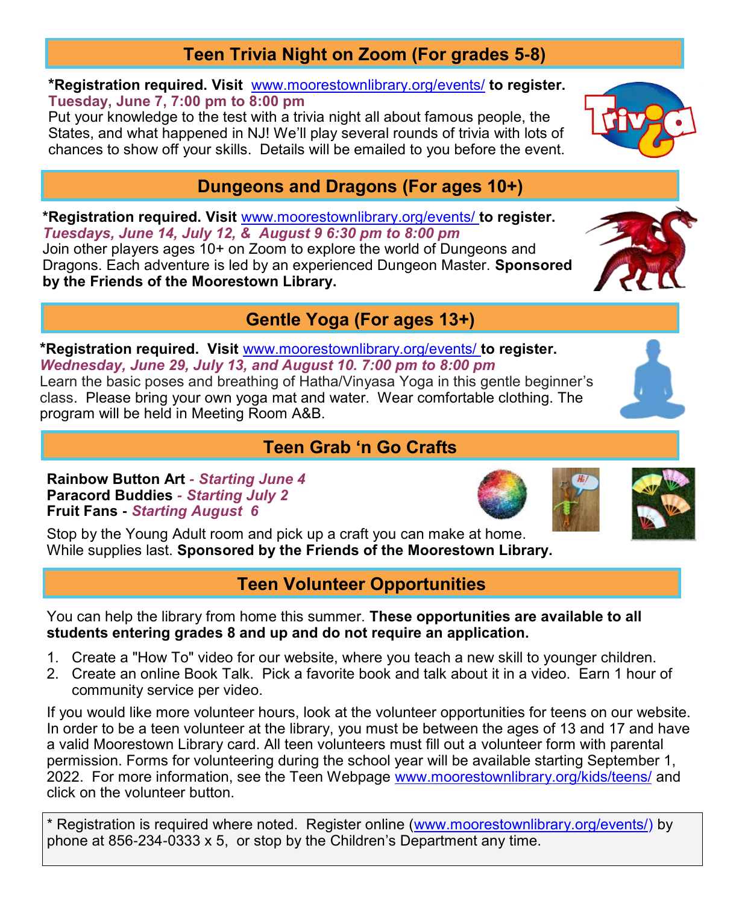## Teen Trivia Night on Zoom (For grades 5-8)

**\*Registration required. Visit www.moorestownlibrary.org/events/ to register.**
**Tuesday, June 7, 7:00 pm to 8:00 pm**
Put your knowledge to the test with a trivia night all about famous people, the States, and what happened in NJ! We'll play several rounds of trivia with lots of chances to show off your skills. Details will be emailed to you before the event.

## Dungeons and Dragons (For ages 10+)

**\*Registration required. Visit www.moorestownlibrary.org/events/ to register.**
***Tuesdays, June 14, July 12, & August 9 6:30 pm to 8:00 pm***
Join other players ages 10+ on Zoom to explore the world of Dungeons and Dragons. Each adventure is led by an experienced Dungeon Master. **Sponsored by the Friends of the Moorestown Library.**

## Gentle Yoga (For ages 13+)

**\*Registration required. Visit www.moorestownlibrary.org/events/ to register.**
***Wednesday, June 29, July 13, and August 10. 7:00 pm to 8:00 pm***
Learn the basic poses and breathing of Hatha/Vinyasa Yoga in this gentle beginner's class. Please bring your own yoga mat and water. Wear comfortable clothing. The program will be held in Meeting Room A&B.

## Teen Grab 'n Go Crafts

**Rainbow Button Art** - ***Starting June 4***
**Paracord Buddies** - ***Starting July 2***
**Fruit Fans** - ***Starting August 6***

Stop by the Young Adult room and pick up a craft you can make at home. While supplies last. **Sponsored by the Friends of the Moorestown Library.**

## Teen Volunteer Opportunities

You can help the library from home this summer. **These opportunities are available to all students entering grades 8 and up and do not require an application.**

1. Create a "How To" video for our website, where you teach a new skill to younger children.
2. Create an online Book Talk. Pick a favorite book and talk about it in a video. Earn 1 hour of community service per video.

If you would like more volunteer hours, look at the volunteer opportunities for teens on our website. In order to be a teen volunteer at the library, you must be between the ages of 13 and 17 and have a valid Moorestown Library card. All teen volunteers must fill out a volunteer form with parental permission. Forms for volunteering during the school year will be available starting September 1, 2022. For more information, see the Teen Webpage www.moorestownlibrary.org/kids/teens/ and click on the volunteer button.

\* Registration is required where noted. Register online (www.moorestownlibrary.org/events/) by phone at 856-234-0333 x 5, or stop by the Children's Department any time.